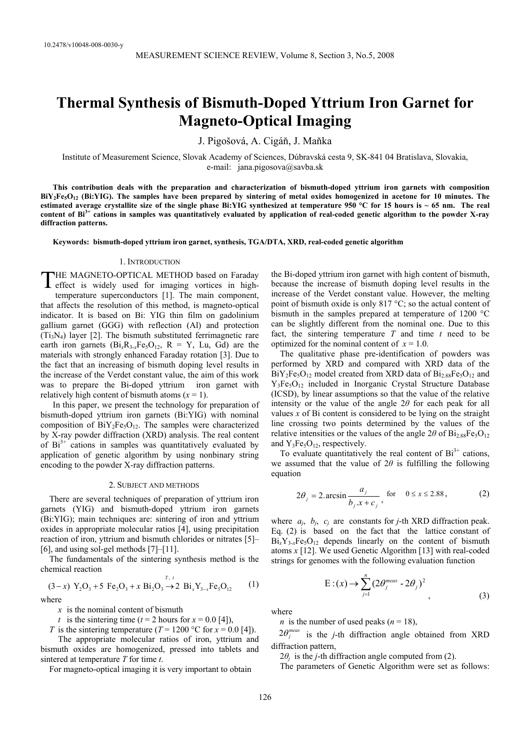10.2478/v10048-008-0030-y

# Thermal Synthesis of Bismuth-Doped Yttrium Iron Garnet for Magneto-Optical Imaging

J. Pigošová, A. Cigáň, J. Maňka

Institute of Measurement Science, Slovak Academy of Sciences, Dúbravská cesta 9, SK-841 04 Bratislava, Slovakia, e-mail: jana.pigosova@savba.sk

**This contribution deals with the preparation and characterization of bismuth-doped yttrium iron garnets with composition $BiY_2Fe_5O_{12}$ (Bi:YIG). The samples have been prepared by sintering of metal oxides homogenized in acetone for 10 minutes. The estimated average crystallite size of the single phase Bi:YIG synthesized at temperature 950 °C for 15 hours is ~ 65 nm. The real content of $Bi^{3+}$ cations in samples was quantitatively evaluated by application of real-coded genetic algorithm to the powder X-ray diffraction patterns.**

**Keywords: bismuth-doped yttrium iron garnet, synthesis, TGA/DTA, XRD, real-coded genetic algorithm**

## 1. Introduction

THE MAGNETO-OPTICAL METHOD based on Faraday effect is widely used for imaging vortices in high-temperature superconductors [1]. The main component, that affects the resolution of this method, is magneto-optical indicator. It is based on Bi: YIG thin film on gadolinium gallium garnet (GGG) with reflection (Al) and protection ($Ti_3N_4$) layer [2]. The bismuth substituted ferrimagnetic rare earth iron garnets ($Bi_xR_{3-x}Fe_5O_{12}$, R = Y, Lu, Gd) are the materials with strongly enhanced Faraday rotation [3]. Due to the fact that an increasing of bismuth doping level results in the increase of the Verdet constant value, the aim of this work was to prepare the Bi-doped yttrium iron garnet with relatively high content of bismuth atoms ($x = 1$).

In this paper, we present the technology for preparation of bismuth-doped yttrium iron garnets (Bi:YIG) with nominal composition of $BiY_2Fe_5O_{12}$. The samples were characterized by X-ray powder diffraction (XRD) analysis. The real content of $Bi^{3+}$ cations in samples was quantitatively evaluated by application of genetic algorithm by using nonbinary string encoding to the powder X-ray diffraction patterns.

## 2. Subject and methods

There are several techniques of preparation of yttrium iron garnets (YIG) and bismuth-doped yttrium iron garnets (Bi:YIG); main techniques are: sintering of iron and yttrium oxides in appropriate molecular ratios [4], using precipitation reaction of iron, yttrium and bismuth chlorides or nitrates [5]–[6], and using sol-gel methods [7]–[11].

The fundamentals of the sintering synthesis method is the chemical reaction

$$(3-x)\ Y_2O_3 + 5\ Fe_2O_3 + x\ Bi_2O_3 \xrightarrow{T,\ t} 2\ Bi_xY_{3-x}Fe_5O_{12} \qquad (1)$$

where

- $x$ is the nominal content of bismuth
- $t$ is the sintering time ($t$ = 2 hours for $x$ = 0.0 [4]),
- $T$ is the sintering temperature ($T$ = 1200 °C for $x$ = 0.0 [4]).

The appropriate molecular ratios of iron, yttrium and bismuth oxides are homogenized, pressed into tablets and sintered at temperature $T$ for time $t$.

For magneto-optical imaging it is very important to obtain the Bi-doped yttrium iron garnet with high content of bismuth, because the increase of bismuth doping level results in the increase of the Verdet constant value. However, the melting point of bismuth oxide is only 817 °C; so the actual content of bismuth in the samples prepared at temperature of 1200 °C can be slightly different from the nominal one. Due to this fact, the sintering temperature $T$ and time $t$ need to be optimized for the nominal content of $x = 1.0$.

The qualitative phase pre-identification of powders was performed by XRD and compared with XRD data of the $BiY_2Fe_5O_{12}$ model created from XRD data of $Bi_{2.88}Fe_5O_{12}$ and $Y_3Fe_5O_{12}$ included in Inorganic Crystal Structure Database (ICSD), by linear assumptions so that the value of the relative intensity or the value of the angle $2\theta$ for each peak for all values $x$ of Bi content is considered to be lying on the straight line crossing two points determined by the values of the relative intensities or the values of the angle $2\theta$ of $Bi_{2.88}Fe_5O_{12}$ and $Y_3Fe_5O_{12}$, respectively.

To evaluate quantitatively the real content of $Bi^{3+}$ cations, we assumed that the value of $2\theta$ is fulfilling the following equation

$$2\theta_j = 2.\arcsin\frac{a_j}{b_j.x + c_j}, \quad \text{for} \quad 0 \leq x \leq 2.88, \qquad (2)$$

where $a_j$, $b_j$, $c_j$ are constants for $j$-th XRD diffraction peak. Eq. (2) is based on the fact that the lattice constant of $Bi_xY_{3-x}Fe_5O_{12}$ depends linearly on the content of bismuth atoms $x$ [12]. We used Genetic Algorithm [13] with real-coded strings for genomes with the following evaluation function

$$\text{E}:(x) \rightarrow \sum_{j=1}^{n}(2\theta_j^{meas} - 2\theta_j)^2, \qquad (3)$$

where

- $n$ is the number of used peaks ($n$ = 18),
- $2\theta_j^{meas}$ is the $j$-th diffraction angle obtained from XRD diffraction pattern,
- $2\theta_j$ is the $j$-th diffraction angle computed from (2).

The parameters of Genetic Algorithm were set as follows: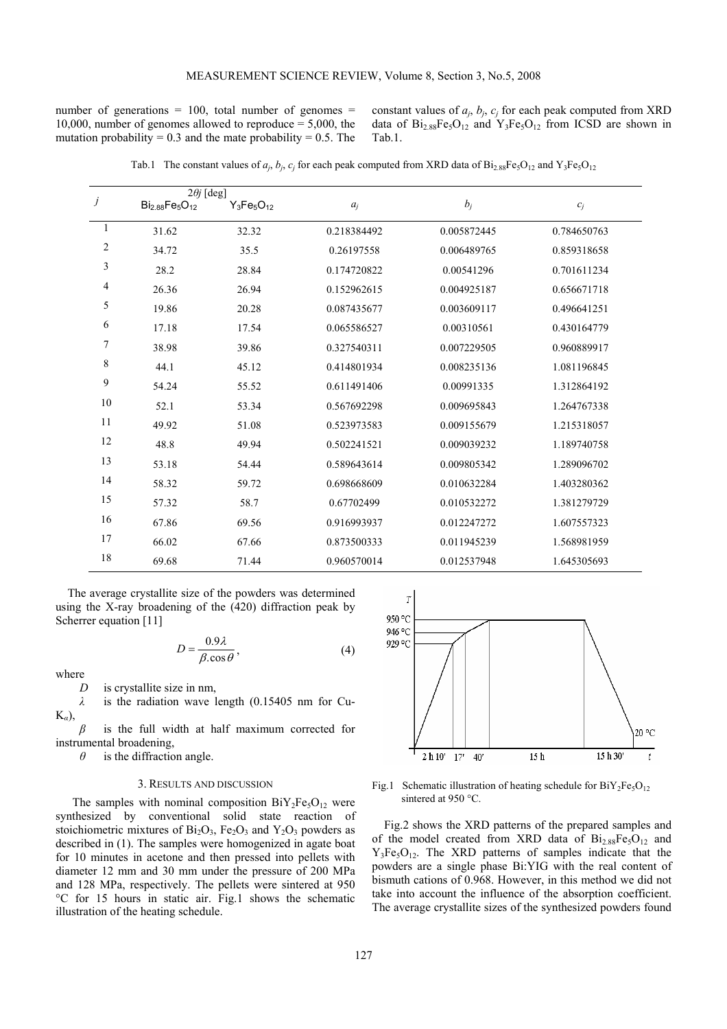number of generations = 100, total number of genomes = 10,000, number of genomes allowed to reproduce = 5,000, the mutation probability = 0.3 and the mate probability = 0.5. The constant values of $a_j$, $b_j$, $c_j$ for each peak computed from XRD data of $Bi_{2.88}Fe_5O_{12}$ and $Y_3Fe_5O_{12}$ from ICSD are shown in Tab.1.

Tab.1 The constant values of $a_j$, $b_j$, $c_j$ for each peak computed from XRD data of $Bi_{2.88}Fe_5O_{12}$ and $Y_3Fe_5O_{12}$

| $j$ | $2\theta j$ [deg] $Bi_{2.88}Fe_5O_{12}$ | $Y_3Fe_5O_{12}$ | $a_j$ | $b_j$ | $c_j$ |
|---|---|---|---|---|---|
| 1 | 31.62 | 32.32 | 0.218384492 | 0.005872445 | 0.784650763 |
| 2 | 34.72 | 35.5 | 0.26197558 | 0.006489765 | 0.859318658 |
| 3 | 28.2 | 28.84 | 0.174720822 | 0.00541296 | 0.701611234 |
| 4 | 26.36 | 26.94 | 0.152962615 | 0.004925187 | 0.656671718 |
| 5 | 19.86 | 20.28 | 0.087435677 | 0.003609117 | 0.496641251 |
| 6 | 17.18 | 17.54 | 0.065586527 | 0.00310561 | 0.430164779 |
| 7 | 38.98 | 39.86 | 0.327540311 | 0.007229505 | 0.960889917 |
| 8 | 44.1 | 45.12 | 0.414801934 | 0.008235136 | 1.081196845 |
| 9 | 54.24 | 55.52 | 0.611491406 | 0.00991335 | 1.312864192 |
| 10 | 52.1 | 53.34 | 0.567692298 | 0.009695843 | 1.264767338 |
| 11 | 49.92 | 51.08 | 0.523973583 | 0.009155679 | 1.215318057 |
| 12 | 48.8 | 49.94 | 0.502241521 | 0.009039232 | 1.189740758 |
| 13 | 53.18 | 54.44 | 0.589643614 | 0.009805342 | 1.289096702 |
| 14 | 58.32 | 59.72 | 0.698668609 | 0.010632284 | 1.403280362 |
| 15 | 57.32 | 58.7 | 0.67702499 | 0.010532272 | 1.381279729 |
| 16 | 67.86 | 69.56 | 0.916993937 | 0.012247272 | 1.607557323 |
| 17 | 66.02 | 67.66 | 0.873500333 | 0.011945239 | 1.568981959 |
| 18 | 69.68 | 71.44 | 0.960570014 | 0.012537948 | 1.645305693 |

The average crystallite size of the powders was determined using the X-ray broadening of the (420) diffraction peak by Scherrer equation [11]

$$D = \frac{0.9\lambda}{\beta . \cos\theta}, \tag{4}$$

where

$D$ is crystallite size in nm,

$\lambda$ is the radiation wave length (0.15405 nm for Cu-$K_\alpha$),

$\beta$ is the full width at half maximum corrected for instrumental broadening,

$\theta$ is the diffraction angle.

## 3. Results and discussion

The samples with nominal composition $BiY_2Fe_5O_{12}$ were synthesized by conventional solid state reaction of stoichiometric mixtures of $Bi_2O_3$, $Fe_2O_3$ and $Y_2O_3$ powders as described in (1). The samples were homogenized in agate boat for 10 minutes in acetone and then pressed into pellets with diameter 12 mm and 30 mm under the pressure of 200 MPa and 128 MPa, respectively. The pellets were sintered at 950 °C for 15 hours in static air. Fig.1 shows the schematic illustration of the heating schedule.

Fig.1 Schematic illustration of heating schedule for $BiY_2Fe_5O_{12}$ sintered at 950 °C.

Fig.2 shows the XRD patterns of the prepared samples and of the model created from XRD data of $Bi_{2.88}Fe_5O_{12}$ and $Y_3Fe_5O_{12}$. The XRD patterns of samples indicate that the powders are a single phase Bi:YIG with the real content of bismuth cations of 0.968. However, in this method we did not take into account the influence of the absorption coefficient. The average crystallite sizes of the synthesized powders found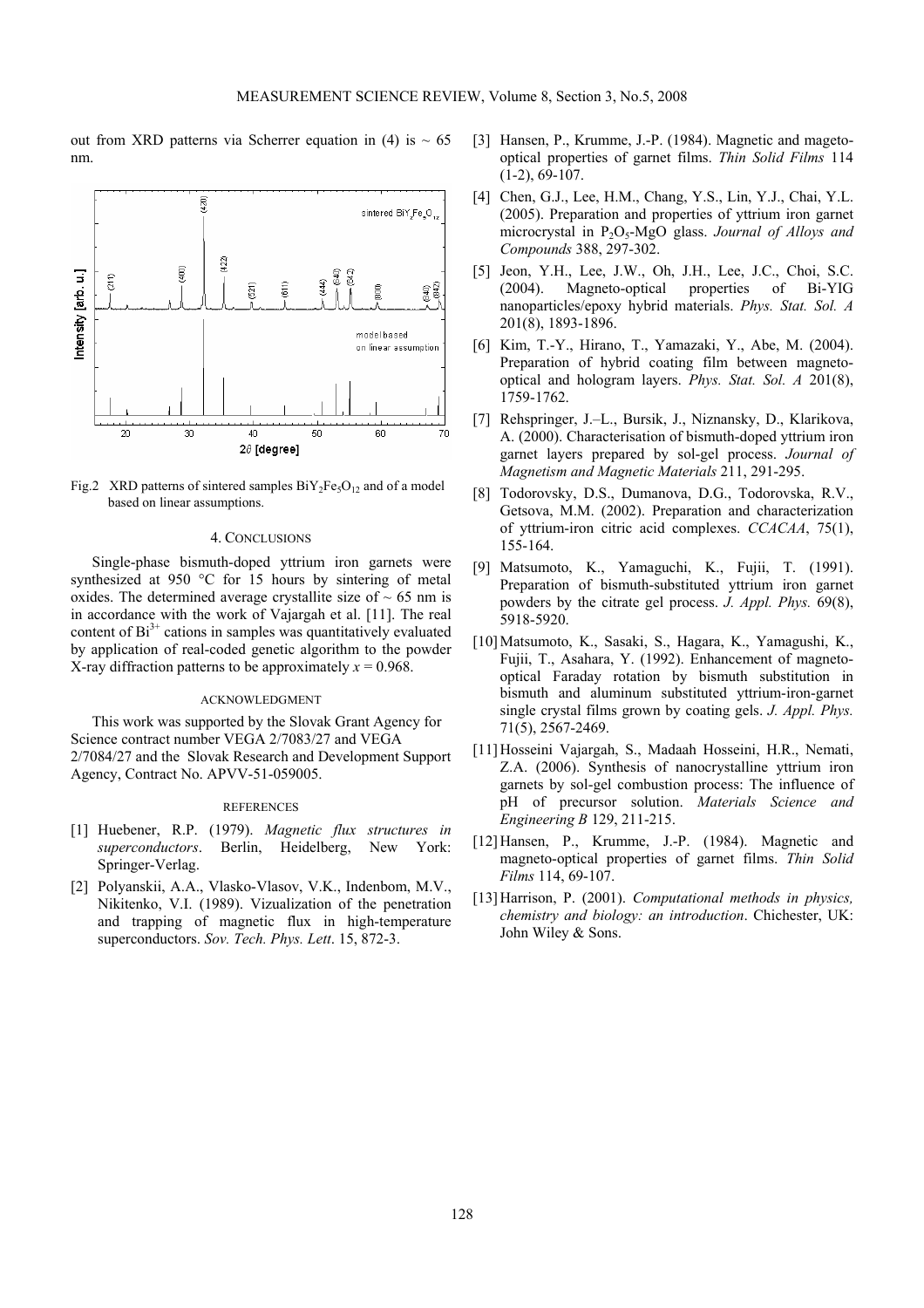out from XRD patterns via Scherrer equation in (4) is ~ 65 nm.

(211)
(400)
(420)
(422)
(521)
(611)
(444)
(640)
(642)
(800)
(840)
(842)
sintered $BiY_2Fe_5O_{12}$
model based on linear assumption
Intensity [arb. u.]
20
30
40
50
60
70
$2\theta$ [degree]

Fig.2 XRD patterns of sintered samples $BiY_2Fe_5O_{12}$ and of a model based on linear assumptions.

## 4. CONCLUSIONS

Single-phase bismuth-doped yttrium iron garnets were synthesized at 950 °C for 15 hours by sintering of metal oxides. The determined average crystallite size of ~ 65 nm is in accordance with the work of Vajargah et al. [11]. The real content of $Bi^{3+}$ cations in samples was quantitatively evaluated by application of real-coded genetic algorithm to the powder X-ray diffraction patterns to be approximately $x = 0.968$.

## ACKNOWLEDGMENT

This work was supported by the Slovak Grant Agency for Science contract number VEGA 2/7083/27 and VEGA 2/7084/27 and the Slovak Research and Development Support Agency, Contract No. APVV-51-059005.

## REFERENCES

[1] Huebener, R.P. (1979). *Magnetic flux structures in superconductors*. Berlin, Heidelberg, New York: Springer-Verlag.

[2] Polyanskii, A.A., Vlasko-Vlasov, V.K., Indenbom, M.V., Nikitenko, V.I. (1989). Vizualization of the penetration and trapping of magnetic flux in high-temperature superconductors. *Sov. Tech. Phys. Lett*. 15, 872-3.

[3] Hansen, P., Krumme, J.-P. (1984). Magnetic and mageto-optical properties of garnet films. *Thin Solid Films* 114 (1-2), 69-107.

[4] Chen, G.J., Lee, H.M., Chang, Y.S., Lin, Y.J., Chai, Y.L. (2005). Preparation and properties of yttrium iron garnet microcrystal in $P_2O_5$-MgO glass. *Journal of Alloys and Compounds* 388, 297-302.

[5] Jeon, Y.H., Lee, J.W., Oh, J.H., Lee, J.C., Choi, S.C. (2004). Magneto-optical properties of Bi-YIG nanoparticles/epoxy hybrid materials. *Phys. Stat. Sol. A* 201(8), 1893-1896.

[6] Kim, T.-Y., Hirano, T., Yamazaki, Y., Abe, M. (2004). Preparation of hybrid coating film between magneto-optical and hologram layers. *Phys. Stat. Sol. A* 201(8), 1759-1762.

[7] Rehspringer, J.–L., Bursik, J., Niznansky, D., Klarikova, A. (2000). Characterisation of bismuth-doped yttrium iron garnet layers prepared by sol-gel process. *Journal of Magnetism and Magnetic Materials* 211, 291-295.

[8] Todorovsky, D.S., Dumanova, D.G., Todorovska, R.V., Getsova, M.M. (2002). Preparation and characterization of yttrium-iron citric acid complexes. *CCACAA*, 75(1), 155-164.

[9] Matsumoto, K., Yamaguchi, K., Fujii, T. (1991). Preparation of bismuth-substituted yttrium iron garnet powders by the citrate gel process. *J. Appl. Phys.* 69(8), 5918-5920.

[10] Matsumoto, K., Sasaki, S., Hagara, K., Yamagushi, K., Fujii, T., Asahara, Y. (1992). Enhancement of magneto-optical Faraday rotation by bismuth substitution in bismuth and aluminum substituted yttrium-iron-garnet single crystal films grown by coating gels. *J. Appl. Phys.* 71(5), 2567-2469.

[11] Hosseini Vajargah, S., Madaah Hosseini, H.R., Nemati, Z.A. (2006). Synthesis of nanocrystalline yttrium iron garnets by sol-gel combustion process: The influence of pH of precursor solution. *Materials Science and Engineering B* 129, 211-215.

[12] Hansen, P., Krumme, J.-P. (1984). Magnetic and magneto-optical properties of garnet films. *Thin Solid Films* 114, 69-107.

[13] Harrison, P. (2001). *Computational methods in physics, chemistry and biology: an introduction*. Chichester, UK: John Wiley & Sons.